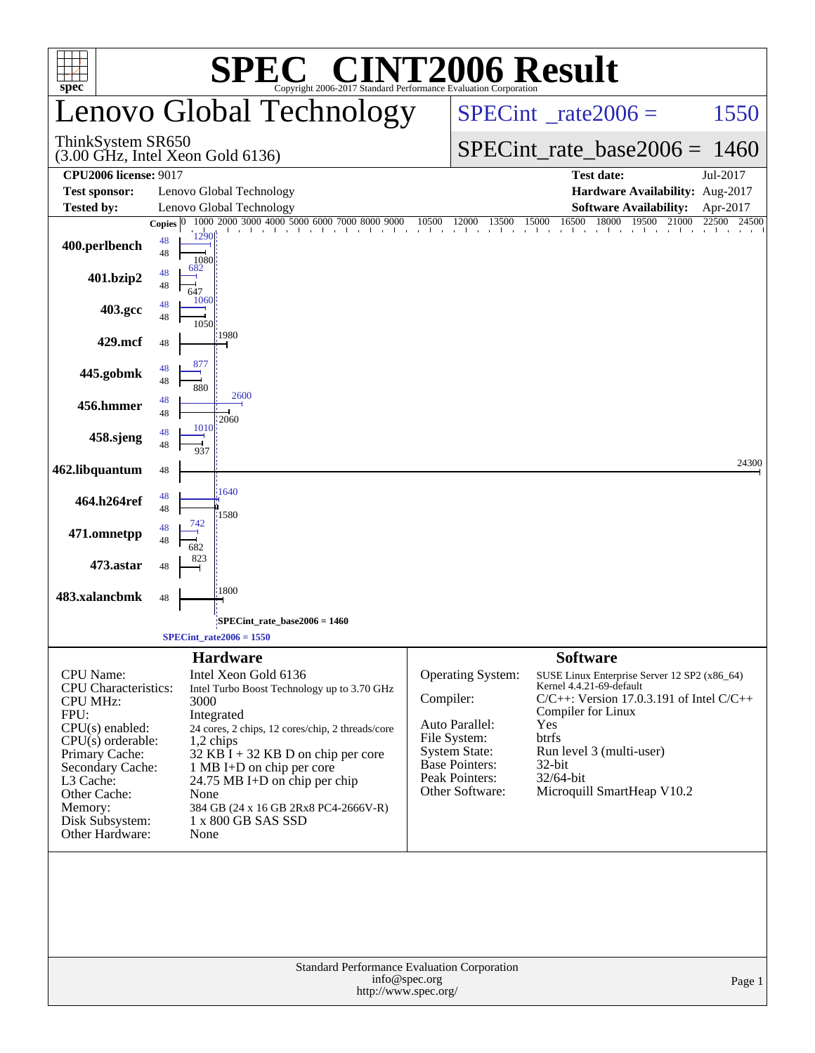# SPEC CINT2006 Result

Copyright 2006-2017 Standard Performance Evaluation Corporation

## Lenovo Global Technology

ThinkSystem SR650
(3.00 GHz, Intel Xeon Gold 6136)

SPECint_rate2006 = 1550

SPECint_rate_base2006 = 1460

| | | | |
|---|---|---|---|
| **CPU2006 license:** 9017 | | **Test date:** | Jul-2017 |
| **Test sponsor:** | Lenovo Global Technology | **Hardware Availability:** | Aug-2017 |
| **Tested by:** | Lenovo Global Technology | **Software Availability:** | Apr-2017 |

| Benchmark | Copies (peak) | Copies (base) | Peak | Base |
|---|---|---|---|---|
| 400.perlbench | 48 | 48 | 1290 | 1080 |
| 401.bzip2 | 48 | 48 | 682 | 647 |
| 403.gcc | 48 | 48 | 1060 | 1050 |
| 429.mcf | | 48 | | 1980 |
| 445.gobmk | 48 | 48 | 877 | 880 |
| 456.hmmer | 48 | 48 | 2600 | 2060 |
| 458.sjeng | 48 | 48 | 1010 | 937 |
| 462.libquantum | | 48 | | 24300 |
| 464.h264ref | 48 | 48 | 1640 | 1580 |
| 471.omnetpp | 48 | 48 | 742 | 682 |
| 473.astar | | 48 | | 823 |
| 483.xalancbmk | | 48 | | 1800 |

SPECint_rate_base2006 = 1460

SPECint_rate2006 = 1550

### Hardware

| | |
|---|---|
| CPU Name: | Intel Xeon Gold 6136 |
| CPU Characteristics: | Intel Turbo Boost Technology up to 3.70 GHz |
| CPU MHz: | 3000 |
| FPU: | Integrated |
| CPU(s) enabled: | 24 cores, 2 chips, 12 cores/chip, 2 threads/core |
| CPU(s) orderable: | 1,2 chips |
| Primary Cache: | 32 KB I + 32 KB D on chip per core |
| Secondary Cache: | 1 MB I+D on chip per core |
| L3 Cache: | 24.75 MB I+D on chip per chip |
| Other Cache: | None |
| Memory: | 384 GB (24 x 16 GB 2Rx8 PC4-2666V-R) |
| Disk Subsystem: | 1 x 800 GB SAS SSD |
| Other Hardware: | None |

### Software

| | |
|---|---|
| Operating System: | SUSE Linux Enterprise Server 12 SP2 (x86_64) Kernel 4.4.21-69-default |
| Compiler: | C/C++: Version 17.0.3.191 of Intel C/C++ Compiler for Linux |
| Auto Parallel: | Yes |
| File System: | btrfs |
| System State: | Run level 3 (multi-user) |
| Base Pointers: | 32-bit |
| Peak Pointers: | 32/64-bit |
| Other Software: | Microquill SmartHeap V10.2 |

Standard Performance Evaluation Corporation
info@spec.org
http://www.spec.org/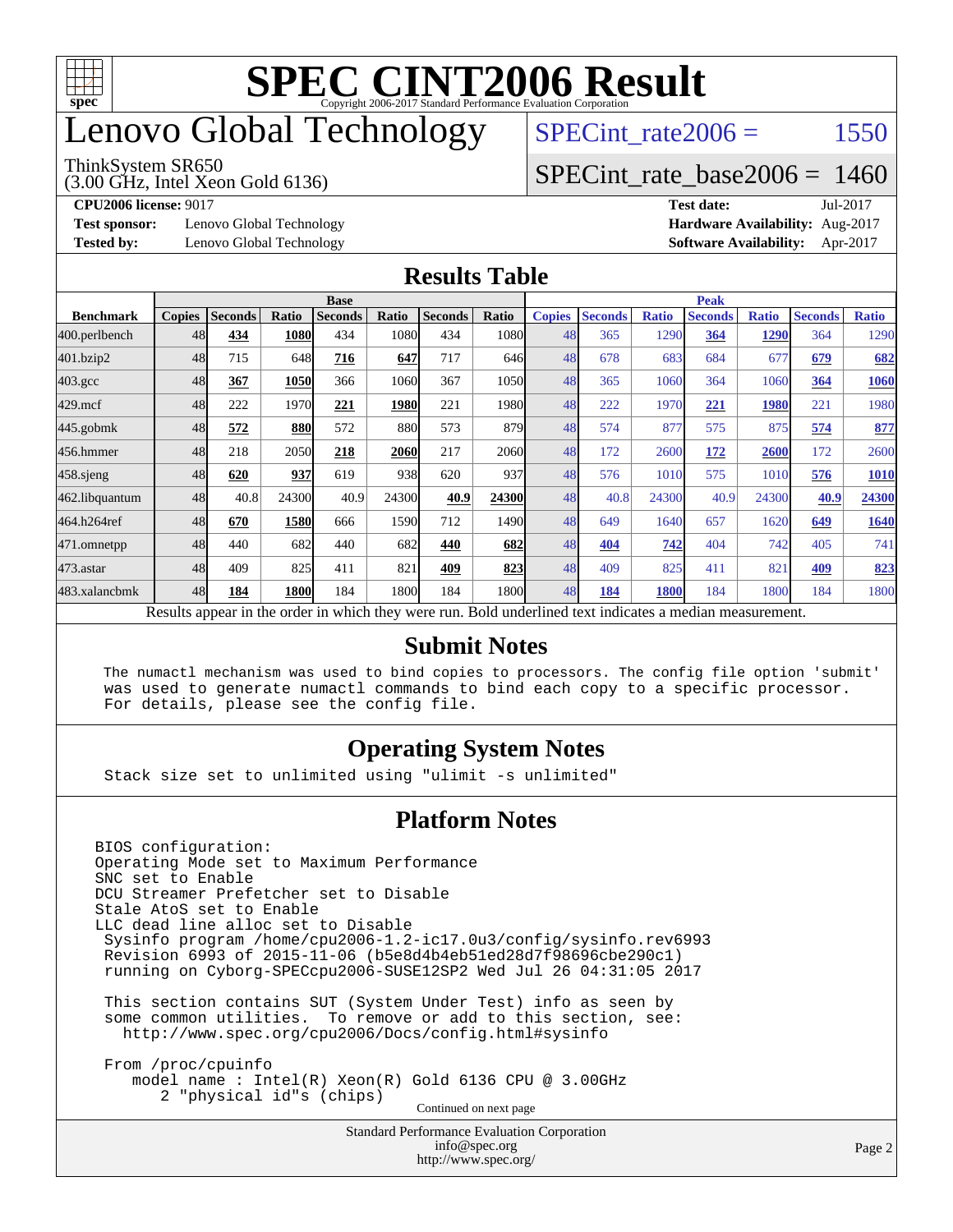# SPEC CINT2006 Result

Copyright 2006-2017 Standard Performance Evaluation Corporation

# Lenovo Global Technology

ThinkSystem SR650
(3.00 GHz, Intel Xeon Gold 6136)

SPECint_rate2006 = 1550

SPECint_rate_base2006 = 1460

**CPU2006 license:** 9017
**Test sponsor:** Lenovo Global Technology
**Tested by:** Lenovo Global Technology

**Test date:** Jul-2017
**Hardware Availability:** Aug-2017
**Software Availability:** Apr-2017

## Results Table

| | Base | | | | | | | Peak | | | | | | |
|---|---|---|---|---|---|---|---|---|---|---|---|---|---|---|
| **Benchmark** | **Copies** | **Seconds** | **Ratio** | **Seconds** | **Ratio** | **Seconds** | **Ratio** | **Copies** | **Seconds** | **Ratio** | **Seconds** | **Ratio** | **Seconds** | **Ratio** |
| 400.perlbench | 48 | **434** | **1080** | 434 | 1080 | 434 | 1080 | 48 | 365 | 1290 | **364** | **1290** | 364 | 1290 |
| 401.bzip2 | 48 | 715 | 648 | **716** | **647** | 717 | 646 | 48 | 678 | 683 | 684 | 677 | **679** | **682** |
| 403.gcc | 48 | **367** | **1050** | 366 | 1060 | 367 | 1050 | 48 | 365 | 1060 | 364 | 1060 | **364** | **1060** |
| 429.mcf | 48 | 222 | 1970 | **221** | **1980** | 221 | 1980 | 48 | 222 | 1970 | **221** | **1980** | 221 | 1980 |
| 445.gobmk | 48 | **572** | **880** | 572 | 880 | 573 | 879 | 48 | 574 | 877 | 575 | 875 | **574** | **877** |
| 456.hmmer | 48 | 218 | 2050 | **218** | **2060** | 217 | 2060 | 48 | 172 | 2600 | **172** | **2600** | 172 | 2600 |
| 458.sjeng | 48 | **620** | **937** | 619 | 938 | 620 | 937 | 48 | 576 | 1010 | 575 | 1010 | **576** | **1010** |
| 462.libquantum | 48 | 40.8 | 24300 | 40.9 | 24300 | **40.9** | **24300** | 48 | 40.8 | 24300 | 40.9 | 24300 | **40.9** | **24300** |
| 464.h264ref | 48 | **670** | **1580** | 666 | 1590 | 712 | 1490 | 48 | 649 | 1640 | 657 | 1620 | **649** | **1640** |
| 471.omnetpp | 48 | 440 | 682 | 440 | 682 | **440** | **682** | 48 | **404** | **742** | 404 | 742 | 405 | 741 |
| 473.astar | 48 | 409 | 825 | 411 | 821 | **409** | **823** | 48 | 409 | 825 | 411 | 821 | **409** | **823** |
| 483.xalancbmk | 48 | **184** | **1800** | 184 | 1800 | 184 | 1800 | 48 | **184** | **1800** | 184 | 1800 | 184 | 1800 |

Results appear in the order in which they were run. Bold underlined text indicates a median measurement.

## Submit Notes

```
The numactl mechanism was used to bind copies to processors. The config file option 'submit'
was used to generate numactl commands to bind each copy to a specific processor.
For details, please see the config file.
```

## Operating System Notes

```
Stack size set to unlimited using "ulimit -s unlimited"
```

## Platform Notes

```
BIOS configuration:
Operating Mode set to Maximum Performance
SNC set to Enable
DCU Streamer Prefetcher set to Disable
Stale AtoS set to Enable
LLC dead line alloc set to Disable
 Sysinfo program /home/cpu2006-1.2-ic17.0u3/config/sysinfo.rev6993
 Revision 6993 of 2015-11-06 (b5e8d4b4eb51ed28d7f98696cbe290c1)
 running on Cyborg-SPECcpu2006-SUSE12SP2 Wed Jul 26 04:31:05 2017

 This section contains SUT (System Under Test) info as seen by
 some common utilities.  To remove or add to this section, see:
   http://www.spec.org/cpu2006/Docs/config.html#sysinfo

 From /proc/cpuinfo
    model name : Intel(R) Xeon(R) Gold 6136 CPU @ 3.00GHz
       2 "physical id"s (chips)
```

Continued on next page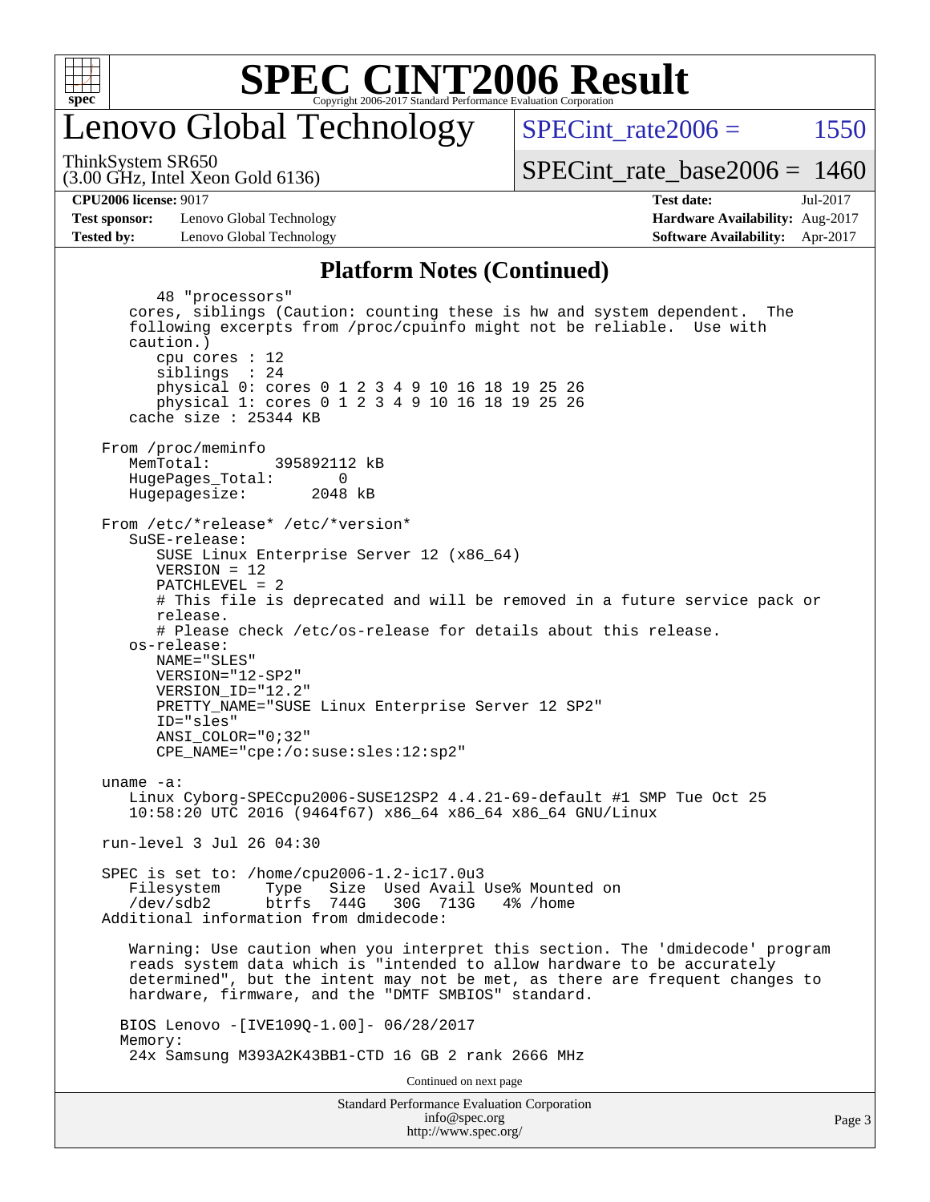# Lenovo Global Technology

ThinkSystem SR650
(3.00 GHz, Intel Xeon Gold 6136)

SPECint_rate2006 = 1550

SPECint_rate_base2006 = 1460

**CPU2006 license:** 9017
**Test sponsor:** Lenovo Global Technology
**Tested by:** Lenovo Global Technology

**Test date:** Jul-2017
**Hardware Availability:** Aug-2017
**Software Availability:** Apr-2017

## Platform Notes (Continued)

```
        48 "processors"
     cores, siblings (Caution: counting these is hw and system dependent.  The
     following excerpts from /proc/cpuinfo might not be reliable.  Use with
     caution.)
        cpu cores : 12
        siblings  : 24
        physical 0: cores 0 1 2 3 4 9 10 16 18 19 25 26
        physical 1: cores 0 1 2 3 4 9 10 16 18 19 25 26
     cache size : 25344 KB

  From /proc/meminfo
     MemTotal:       395892112 kB
     HugePages_Total:       0
     Hugepagesize:       2048 kB

  From /etc/*release* /etc/*version*
     SuSE-release:
        SUSE Linux Enterprise Server 12 (x86_64)
        VERSION = 12
        PATCHLEVEL = 2
        # This file is deprecated and will be removed in a future service pack or
        release.
        # Please check /etc/os-release for details about this release.
     os-release:
        NAME="SLES"
        VERSION="12-SP2"
        VERSION_ID="12.2"
        PRETTY_NAME="SUSE Linux Enterprise Server 12 SP2"
        ID="sles"
        ANSI_COLOR="0;32"
        CPE_NAME="cpe:/o:suse:sles:12:sp2"

  uname -a:
     Linux Cyborg-SPECcpu2006-SUSE12SP2 4.4.21-69-default #1 SMP Tue Oct 25
     10:58:20 UTC 2016 (9464f67) x86_64 x86_64 x86_64 GNU/Linux

  run-level 3 Jul 26 04:30

  SPEC is set to: /home/cpu2006-1.2-ic17.0u3
     Filesystem     Type   Size  Used Avail Use% Mounted on
     /dev/sdb2      btrfs  744G   30G  713G   4% /home
  Additional information from dmidecode:

     Warning: Use caution when you interpret this section. The 'dmidecode' program
     reads system data which is "intended to allow hardware to be accurately
     determined", but the intent may not be met, as there are frequent changes to
     hardware, firmware, and the "DMTF SMBIOS" standard.

    BIOS Lenovo -[IVE109Q-1.00]- 06/28/2017
    Memory:
     24x Samsung M393A2K43BB1-CTD 16 GB 2 rank 2666 MHz
```

Continued on next page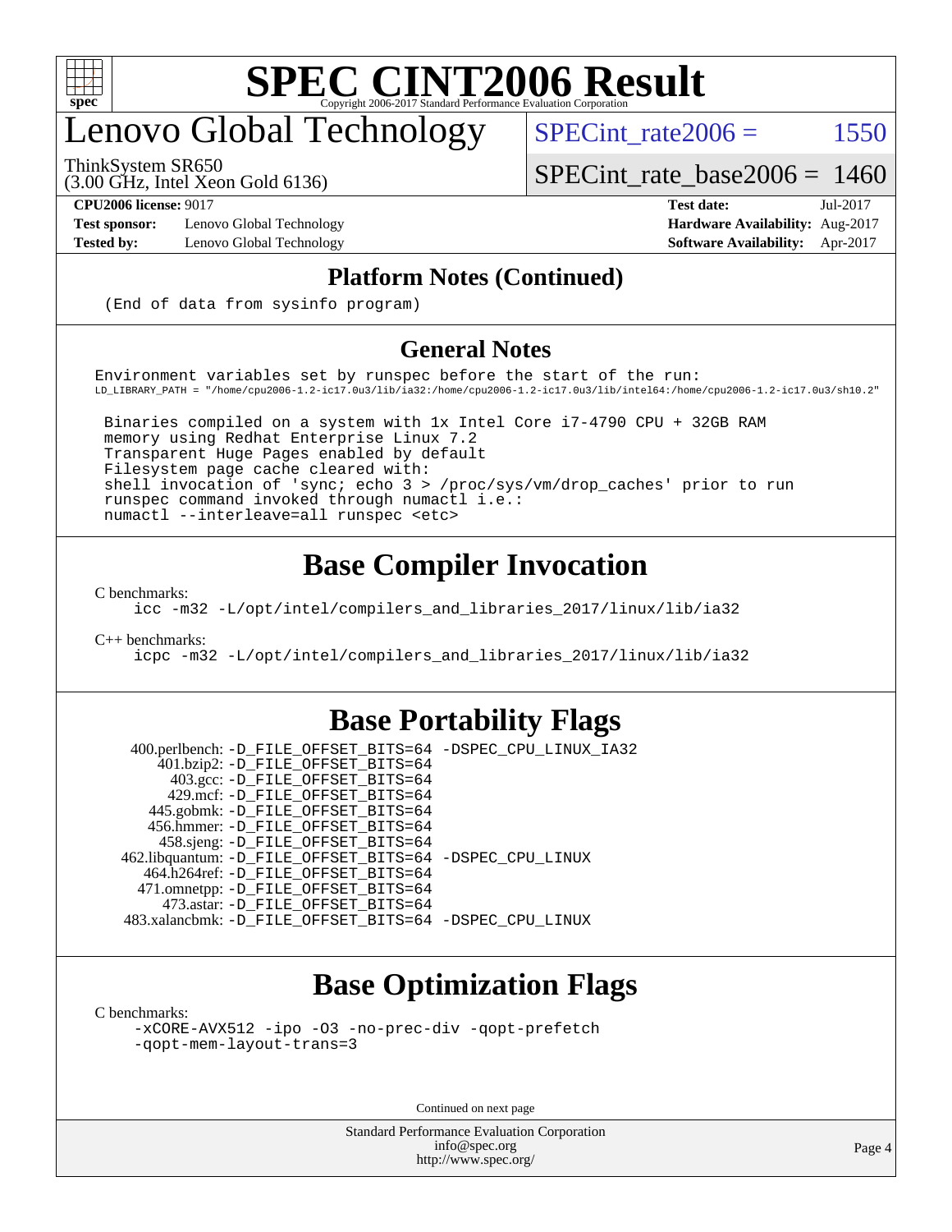# SPEC CINT2006 Result

## Lenovo Global Technology

ThinkSystem SR650
(3.00 GHz, Intel Xeon Gold 6136)

SPECint_rate2006 = 1550

SPECint_rate_base2006 = 1460

**CPU2006 license:** 9017
**Test sponsor:** Lenovo Global Technology
**Tested by:** Lenovo Global Technology

**Test date:** Jul-2017
**Hardware Availability:** Aug-2017
**Software Availability:** Apr-2017

### Platform Notes (Continued)

```
(End of data from sysinfo program)
```

### General Notes

```
Environment variables set by runspec before the start of the run:
LD_LIBRARY_PATH = "/home/cpu2006-1.2-ic17.0u3/lib/ia32:/home/cpu2006-1.2-ic17.0u3/lib/intel64:/home/cpu2006-1.2-ic17.0u3/sh10.2"

 Binaries compiled on a system with 1x Intel Core i7-4790 CPU + 32GB RAM
 memory using Redhat Enterprise Linux 7.2
 Transparent Huge Pages enabled by default
 Filesystem page cache cleared with:
 shell invocation of 'sync; echo 3 > /proc/sys/vm/drop_caches' prior to run
 runspec command invoked through numactl i.e.:
 numactl --interleave=all runspec <etc>
```

## Base Compiler Invocation

C benchmarks:
```
icc -m32 -L/opt/intel/compilers_and_libraries_2017/linux/lib/ia32
```

C++ benchmarks:
```
icpc -m32 -L/opt/intel/compilers_and_libraries_2017/linux/lib/ia32
```

## Base Portability Flags

```
   400.perlbench: -D_FILE_OFFSET_BITS=64 -DSPEC_CPU_LINUX_IA32
       401.bzip2: -D_FILE_OFFSET_BITS=64
         403.gcc: -D_FILE_OFFSET_BITS=64
         429.mcf: -D_FILE_OFFSET_BITS=64
       445.gobmk: -D_FILE_OFFSET_BITS=64
       456.hmmer: -D_FILE_OFFSET_BITS=64
       458.sjeng: -D_FILE_OFFSET_BITS=64
  462.libquantum: -D_FILE_OFFSET_BITS=64 -DSPEC_CPU_LINUX
     464.h264ref: -D_FILE_OFFSET_BITS=64
     471.omnetpp: -D_FILE_OFFSET_BITS=64
       473.astar: -D_FILE_OFFSET_BITS=64
  483.xalancbmk: -D_FILE_OFFSET_BITS=64 -DSPEC_CPU_LINUX
```

## Base Optimization Flags

C benchmarks:
```
-xCORE-AVX512 -ipo -O3 -no-prec-div -qopt-prefetch
-qopt-mem-layout-trans=3
```

Continued on next page

Standard Performance Evaluation Corporation
info@spec.org
http://www.spec.org/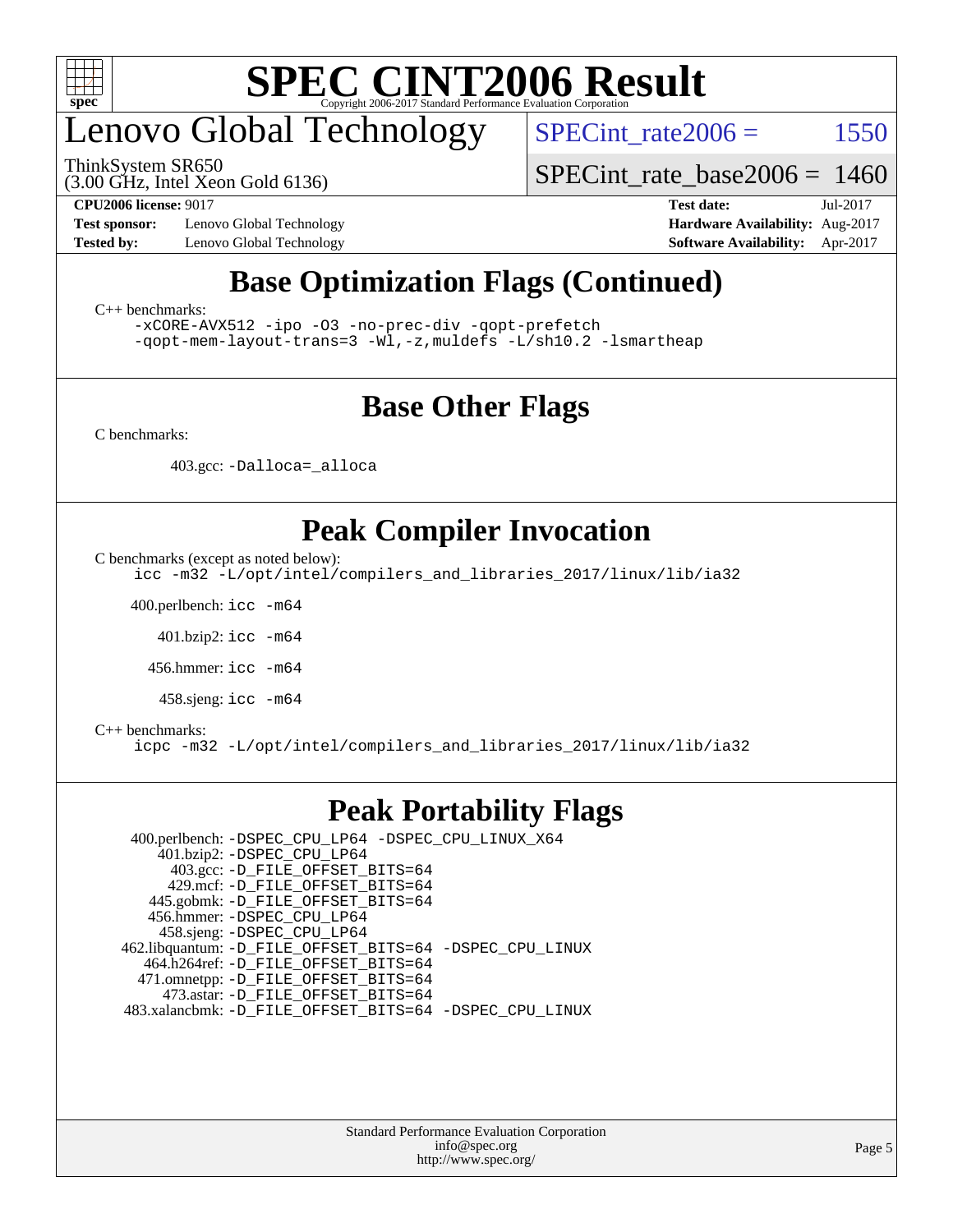# Lenovo Global Technology

ThinkSystem SR650
(3.00 GHz, Intel Xeon Gold 6136)

SPECint_rate2006 = 1550

SPECint_rate_base2006 = 1460

**CPU2006 license:** 9017
**Test sponsor:** Lenovo Global Technology
**Tested by:** Lenovo Global Technology

**Test date:** Jul-2017
**Hardware Availability:** Aug-2017
**Software Availability:** Apr-2017

## Base Optimization Flags (Continued)

C++ benchmarks:

```
-xCORE-AVX512 -ipo -O3 -no-prec-div -qopt-prefetch
-qopt-mem-layout-trans=3 -Wl,-z,muldefs -L/sh10.2 -lsmartheap
```

## Base Other Flags

C benchmarks:

403.gcc: `-Dalloca=_alloca`

## Peak Compiler Invocation

C benchmarks (except as noted below):

```
icc -m32 -L/opt/intel/compilers_and_libraries_2017/linux/lib/ia32
```

400.perlbench: `icc -m64`

401.bzip2: `icc -m64`

456.hmmer: `icc -m64`

458.sjeng: `icc -m64`

C++ benchmarks:

```
icpc -m32 -L/opt/intel/compilers_and_libraries_2017/linux/lib/ia32
```

## Peak Portability Flags

400.perlbench: `-DSPEC_CPU_LP64 -DSPEC_CPU_LINUX_X64`
401.bzip2: `-DSPEC_CPU_LP64`
403.gcc: `-D_FILE_OFFSET_BITS=64`
429.mcf: `-D_FILE_OFFSET_BITS=64`
445.gobmk: `-D_FILE_OFFSET_BITS=64`
456.hmmer: `-DSPEC_CPU_LP64`
458.sjeng: `-DSPEC_CPU_LP64`
462.libquantum: `-D_FILE_OFFSET_BITS=64 -DSPEC_CPU_LINUX`
464.h264ref: `-D_FILE_OFFSET_BITS=64`
471.omnetpp: `-D_FILE_OFFSET_BITS=64`
473.astar: `-D_FILE_OFFSET_BITS=64`
483.xalancbmk: `-D_FILE_OFFSET_BITS=64 -DSPEC_CPU_LINUX`

Standard Performance Evaluation Corporation
info@spec.org
http://www.spec.org/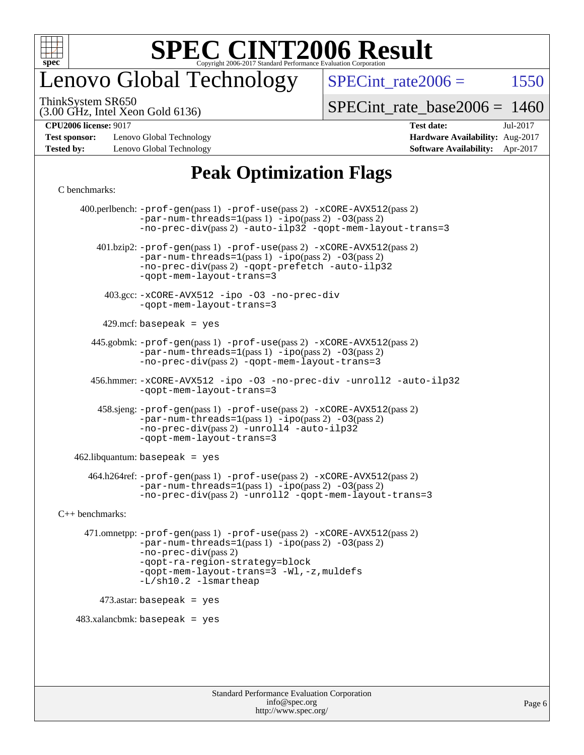# SPEC CINT2006 Result

Copyright 2006-2017 Standard Performance Evaluation Corporation

# Lenovo Global Technology

ThinkSystem SR650
(3.00 GHz, Intel Xeon Gold 6136)

SPECint_rate2006 = 1550

SPECint_rate_base2006 = 1460

**CPU2006 license:** 9017
**Test sponsor:** Lenovo Global Technology
**Tested by:** Lenovo Global Technology

**Test date:** Jul-2017
**Hardware Availability:** Aug-2017
**Software Availability:** Apr-2017

## Peak Optimization Flags

C benchmarks:

400.perlbench: -prof-gen(pass 1) -prof-use(pass 2) -xCORE-AVX512(pass 2) -par-num-threads=1(pass 1) -ipo(pass 2) -O3(pass 2) -no-prec-div(pass 2) -auto-ilp32 -qopt-mem-layout-trans=3

401.bzip2: -prof-gen(pass 1) -prof-use(pass 2) -xCORE-AVX512(pass 2) -par-num-threads=1(pass 1) -ipo(pass 2) -O3(pass 2) -no-prec-div(pass 2) -qopt-prefetch -auto-ilp32 -qopt-mem-layout-trans=3

403.gcc: -xCORE-AVX512 -ipo -O3 -no-prec-div -qopt-mem-layout-trans=3

429.mcf: basepeak = yes

445.gobmk: -prof-gen(pass 1) -prof-use(pass 2) -xCORE-AVX512(pass 2) -par-num-threads=1(pass 1) -ipo(pass 2) -O3(pass 2) -no-prec-div(pass 2) -qopt-mem-layout-trans=3

456.hmmer: -xCORE-AVX512 -ipo -O3 -no-prec-div -unroll2 -auto-ilp32 -qopt-mem-layout-trans=3

458.sjeng: -prof-gen(pass 1) -prof-use(pass 2) -xCORE-AVX512(pass 2) -par-num-threads=1(pass 1) -ipo(pass 2) -O3(pass 2) -no-prec-div(pass 2) -unroll4 -auto-ilp32 -qopt-mem-layout-trans=3

462.libquantum: basepeak = yes

464.h264ref: -prof-gen(pass 1) -prof-use(pass 2) -xCORE-AVX512(pass 2) -par-num-threads=1(pass 1) -ipo(pass 2) -O3(pass 2) -no-prec-div(pass 2) -unroll2 -qopt-mem-layout-trans=3

C++ benchmarks:

471.omnetpp: -prof-gen(pass 1) -prof-use(pass 2) -xCORE-AVX512(pass 2) -par-num-threads=1(pass 1) -ipo(pass 2) -O3(pass 2) -no-prec-div(pass 2) -qopt-ra-region-strategy=block -qopt-mem-layout-trans=3 -Wl,-z,muldefs -L/sh10.2 -lsmartheap

473.astar: basepeak = yes

483.xalancbmk: basepeak = yes

Standard Performance Evaluation Corporation
info@spec.org
http://www.spec.org/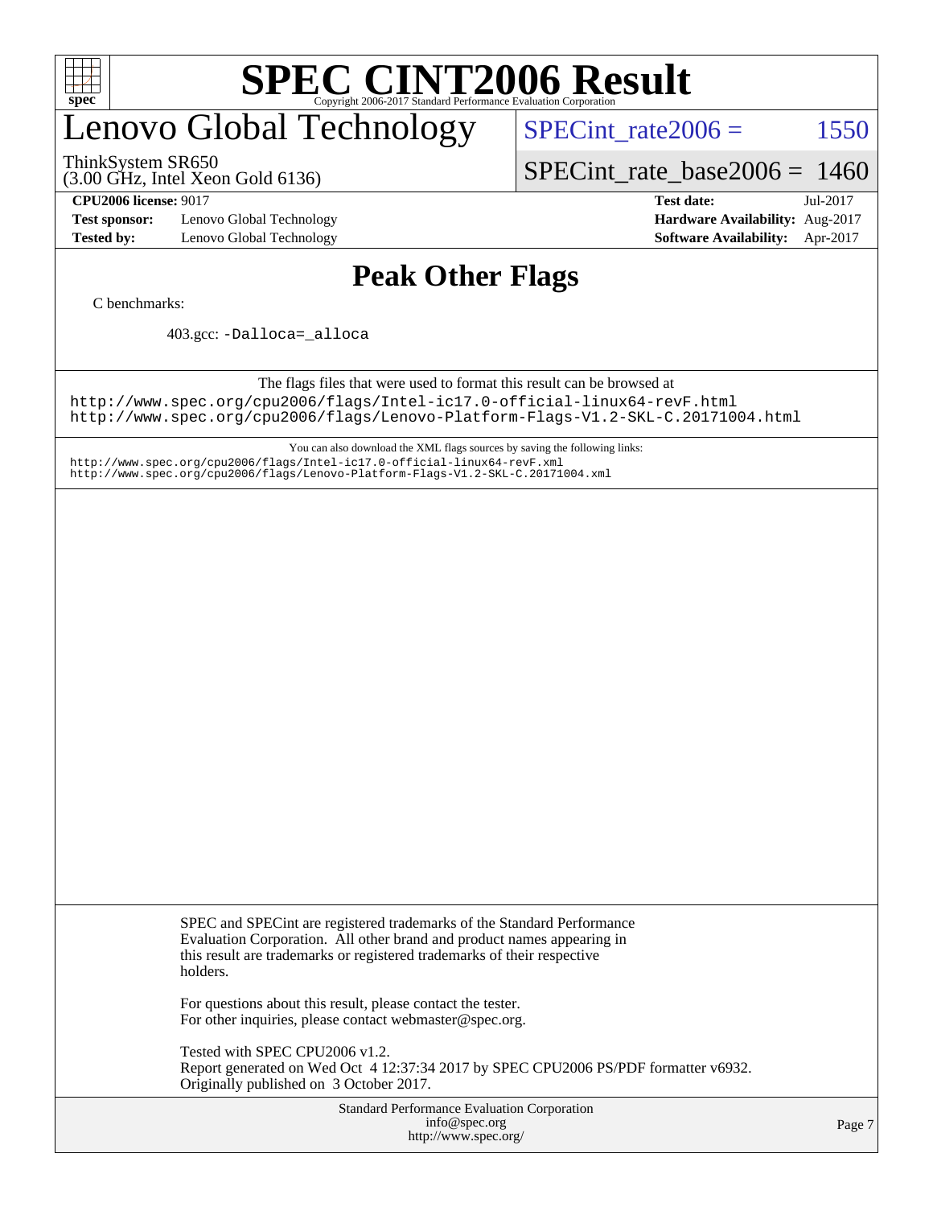# Peak Other Flags

C benchmarks:

403.gcc: -Dalloca=_alloca

The flags files that were used to format this result can be browsed at
http://www.spec.org/cpu2006/flags/Intel-ic17.0-official-linux64-revF.html
http://www.spec.org/cpu2006/flags/Lenovo-Platform-Flags-V1.2-SKL-C.20171004.html

You can also download the XML flags sources by saving the following links:
http://www.spec.org/cpu2006/flags/Intel-ic17.0-official-linux64-revF.xml
http://www.spec.org/cpu2006/flags/Lenovo-Platform-Flags-V1.2-SKL-C.20171004.xml

SPEC and SPECint are registered trademarks of the Standard Performance Evaluation Corporation. All other brand and product names appearing in this result are trademarks or registered trademarks of their respective holders.

For questions about this result, please contact the tester.
For other inquiries, please contact webmaster@spec.org.

Tested with SPEC CPU2006 v1.2.
Report generated on Wed Oct 4 12:37:34 2017 by SPEC CPU2006 PS/PDF formatter v6932.
Originally published on 3 October 2017.